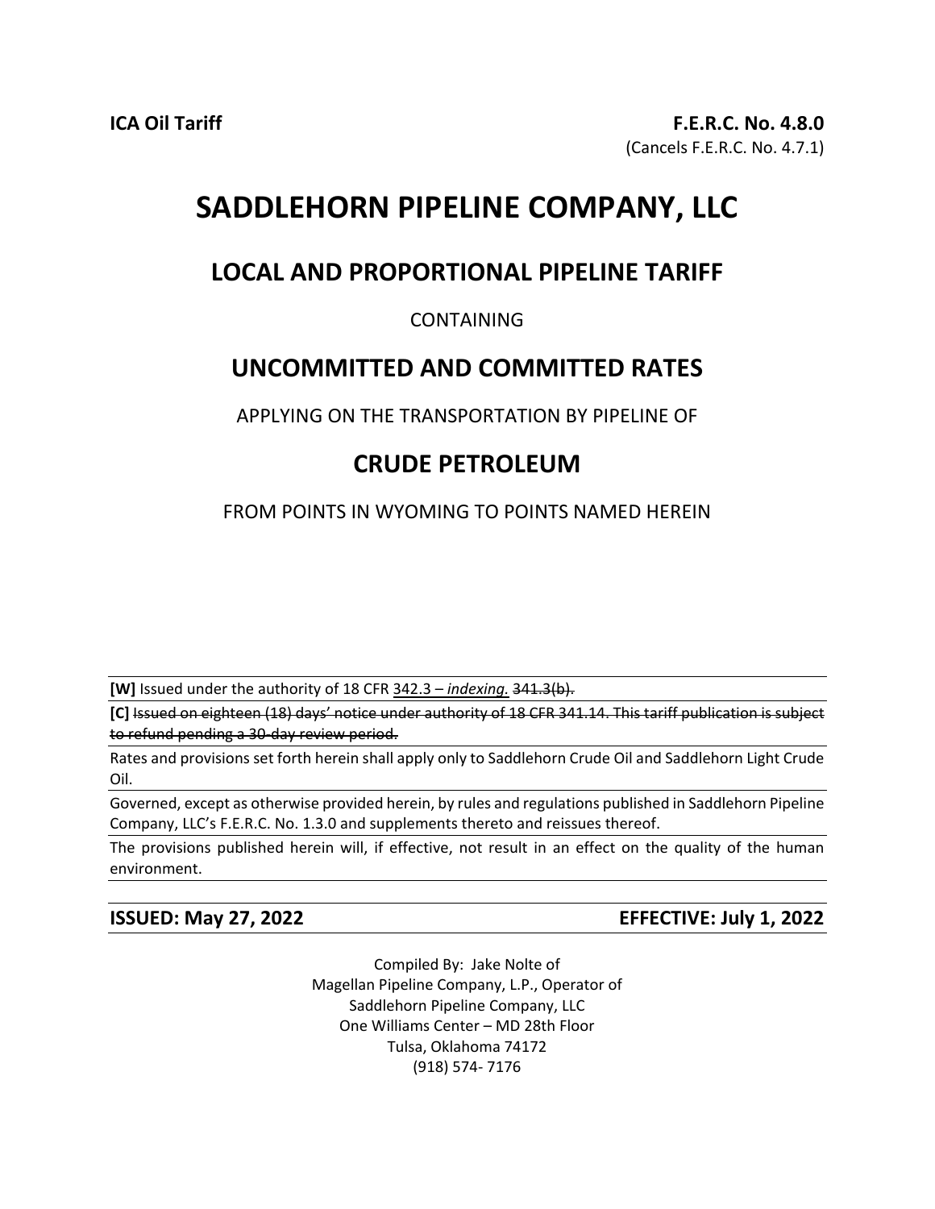**ICA Oil Tariff** **F.E.R.C. No. 4.8.0**

(Cancels F.E.R.C. No. 4.7.1)

# SADDLEHORN PIPELINE COMPANY, LLC

## LOCAL AND PROPORTIONAL PIPELINE TARIFF

CONTAINING

## UNCOMMITTED AND COMMITTED RATES

APPLYING ON THE TRANSPORTATION BY PIPELINE OF

## CRUDE PETROLEUM

FROM POINTS IN WYOMING TO POINTS NAMED HEREIN

**[W]** Issued under the authority of 18 CFR <u>342.3 – *indexing.*</u> ~~341.3(b).~~

**[C]** ~~Issued on eighteen (18) days' notice under authority of 18 CFR 341.14. This tariff publication is subject to refund pending a 30-day review period.~~

Rates and provisions set forth herein shall apply only to Saddlehorn Crude Oil and Saddlehorn Light Crude Oil.

Governed, except as otherwise provided herein, by rules and regulations published in Saddlehorn Pipeline Company, LLC's F.E.R.C. No. 1.3.0 and supplements thereto and reissues thereof.

The provisions published herein will, if effective, not result in an effect on the quality of the human environment.

**ISSUED: May 27, 2022** **EFFECTIVE: July 1, 2022**

Compiled By: Jake Nolte of
Magellan Pipeline Company, L.P., Operator of
Saddlehorn Pipeline Company, LLC
One Williams Center – MD 28th Floor
Tulsa, Oklahoma 74172
(918) 574- 7176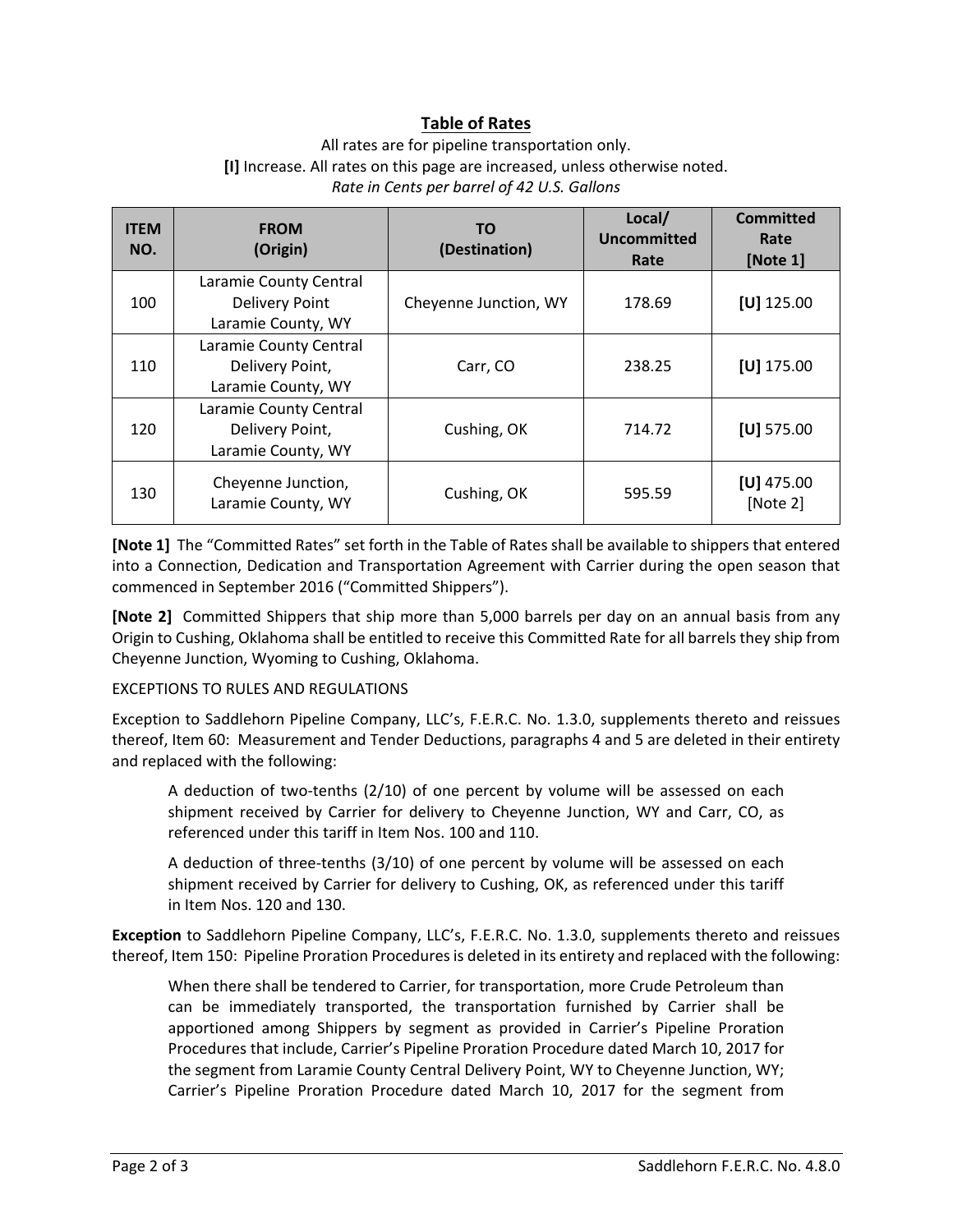## Table of Rates

All rates are for pipeline transportation only.
**[I]** Increase. All rates on this page are increased, unless otherwise noted.
*Rate in Cents per barrel of 42 U.S. Gallons*

| ITEM NO. | FROM (Origin) | TO (Destination) | Local/ Uncommitted Rate | Committed Rate [Note 1] |
|---|---|---|---|---|
| 100 | Laramie County Central Delivery Point Laramie County, WY | Cheyenne Junction, WY | 178.69 | **[U]** 125.00 |
| 110 | Laramie County Central Delivery Point, Laramie County, WY | Carr, CO | 238.25 | **[U]** 175.00 |
| 120 | Laramie County Central Delivery Point, Laramie County, WY | Cushing, OK | 714.72 | **[U]** 575.00 |
| 130 | Cheyenne Junction, Laramie County, WY | Cushing, OK | 595.59 | **[U]** 475.00 [Note 2] |

**[Note 1]** The "Committed Rates" set forth in the Table of Rates shall be available to shippers that entered into a Connection, Dedication and Transportation Agreement with Carrier during the open season that commenced in September 2016 ("Committed Shippers").

**[Note 2]** Committed Shippers that ship more than 5,000 barrels per day on an annual basis from any Origin to Cushing, Oklahoma shall be entitled to receive this Committed Rate for all barrels they ship from Cheyenne Junction, Wyoming to Cushing, Oklahoma.

EXCEPTIONS TO RULES AND REGULATIONS

Exception to Saddlehorn Pipeline Company, LLC's, F.E.R.C. No. 1.3.0, supplements thereto and reissues thereof, Item 60: Measurement and Tender Deductions, paragraphs 4 and 5 are deleted in their entirety and replaced with the following:

> A deduction of two-tenths (2/10) of one percent by volume will be assessed on each shipment received by Carrier for delivery to Cheyenne Junction, WY and Carr, CO, as referenced under this tariff in Item Nos. 100 and 110.
>
> A deduction of three-tenths (3/10) of one percent by volume will be assessed on each shipment received by Carrier for delivery to Cushing, OK, as referenced under this tariff in Item Nos. 120 and 130.

**Exception** to Saddlehorn Pipeline Company, LLC's, F.E.R.C. No. 1.3.0, supplements thereto and reissues thereof, Item 150: Pipeline Proration Procedures is deleted in its entirety and replaced with the following:

> When there shall be tendered to Carrier, for transportation, more Crude Petroleum than can be immediately transported, the transportation furnished by Carrier shall be apportioned among Shippers by segment as provided in Carrier's Pipeline Proration Procedures that include, Carrier's Pipeline Proration Procedure dated March 10, 2017 for the segment from Laramie County Central Delivery Point, WY to Cheyenne Junction, WY; Carrier's Pipeline Proration Procedure dated March 10, 2017 for the segment from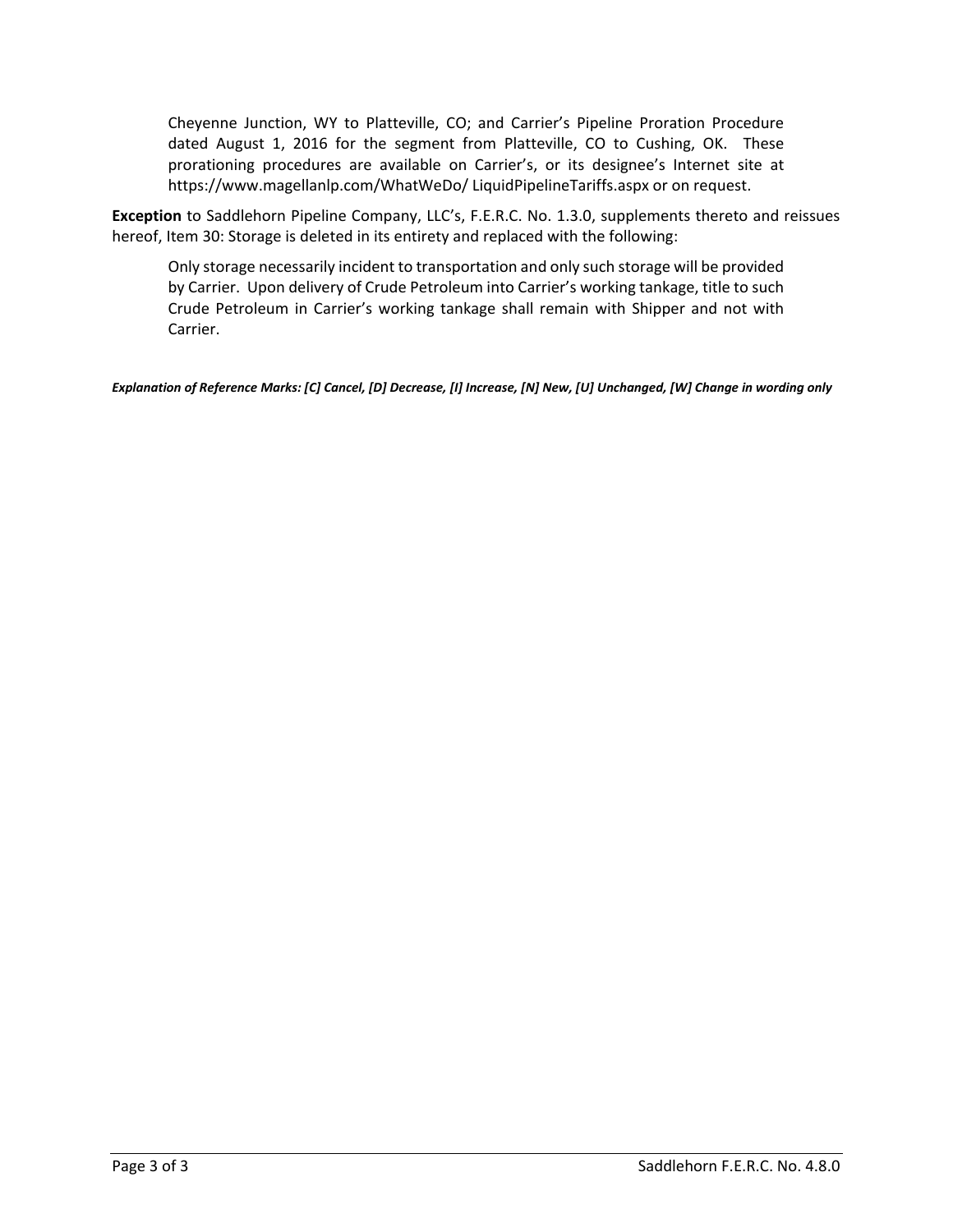Cheyenne Junction, WY to Platteville, CO; and Carrier's Pipeline Proration Procedure dated August 1, 2016 for the segment from Platteville, CO to Cushing, OK. These prorationing procedures are available on Carrier's, or its designee's Internet site at https://www.magellanlp.com/WhatWeDo/ LiquidPipelineTariffs.aspx or on request.

**Exception** to Saddlehorn Pipeline Company, LLC's, F.E.R.C. No. 1.3.0, supplements thereto and reissues hereof, Item 30: Storage is deleted in its entirety and replaced with the following:

> Only storage necessarily incident to transportation and only such storage will be provided by Carrier. Upon delivery of Crude Petroleum into Carrier's working tankage, title to such Crude Petroleum in Carrier's working tankage shall remain with Shipper and not with Carrier.

***Explanation of Reference Marks: [C] Cancel, [D] Decrease, [I] Increase, [N] New, [U] Unchanged, [W] Change in wording only***